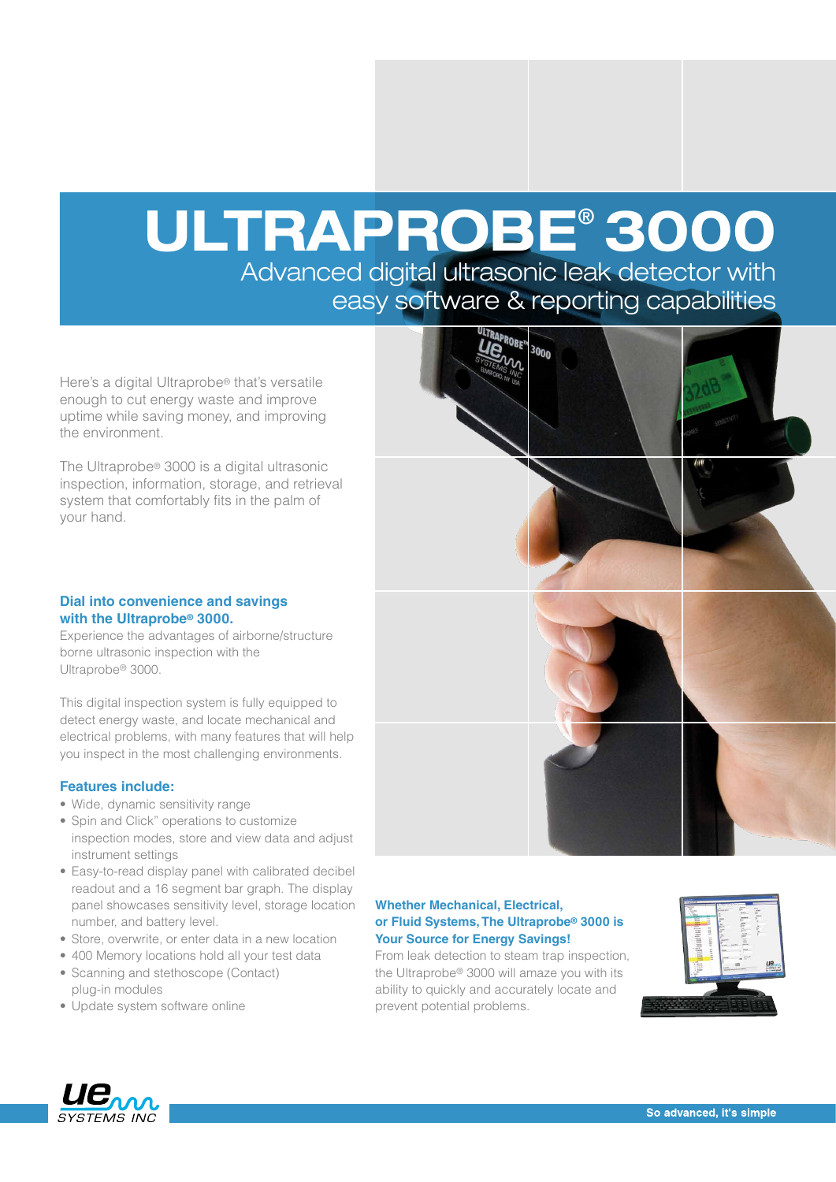# ULTRAPROBE® 3000

## Advanced digital ultrasonic leak detector with easy software & reporting capabilities

Here's a digital Ultraprobe® that's versatile enough to cut energy waste and improve uptime while saving money, and improving the environment.

The Ultraprobe® 3000 is a digital ultrasonic inspection, information, storage, and retrieval system that comfortably fits in the palm of your hand.

### Dial into convenience and savings with the Ultraprobe® 3000.

Experience the advantages of airborne/structure borne ultrasonic inspection with the Ultraprobe® 3000.

This digital inspection system is fully equipped to detect energy waste, and locate mechanical and electrical problems, with many features that will help you inspect in the most challenging environments.

### Features include:

- Wide, dynamic sensitivity range
- Spin and Click" operations to customize inspection modes, store and view data and adjust instrument settings
- Easy-to-read display panel with calibrated decibel readout and a 16 segment bar graph. The display panel showcases sensitivity level, storage location number, and battery level.
- Store, overwrite, or enter data in a new location
- 400 Memory locations hold all your test data
- Scanning and stethoscope (Contact) plug-in modules
- Update system software online

### Whether Mechanical, Electrical, or Fluid Systems, The Ultraprobe® 3000 is Your Source for Energy Savings!

From leak detection to steam trap inspection, the Ultraprobe® 3000 will amaze you with its ability to quickly and accurately locate and prevent potential problems.

UE SYSTEMS INC

So advanced, it's simple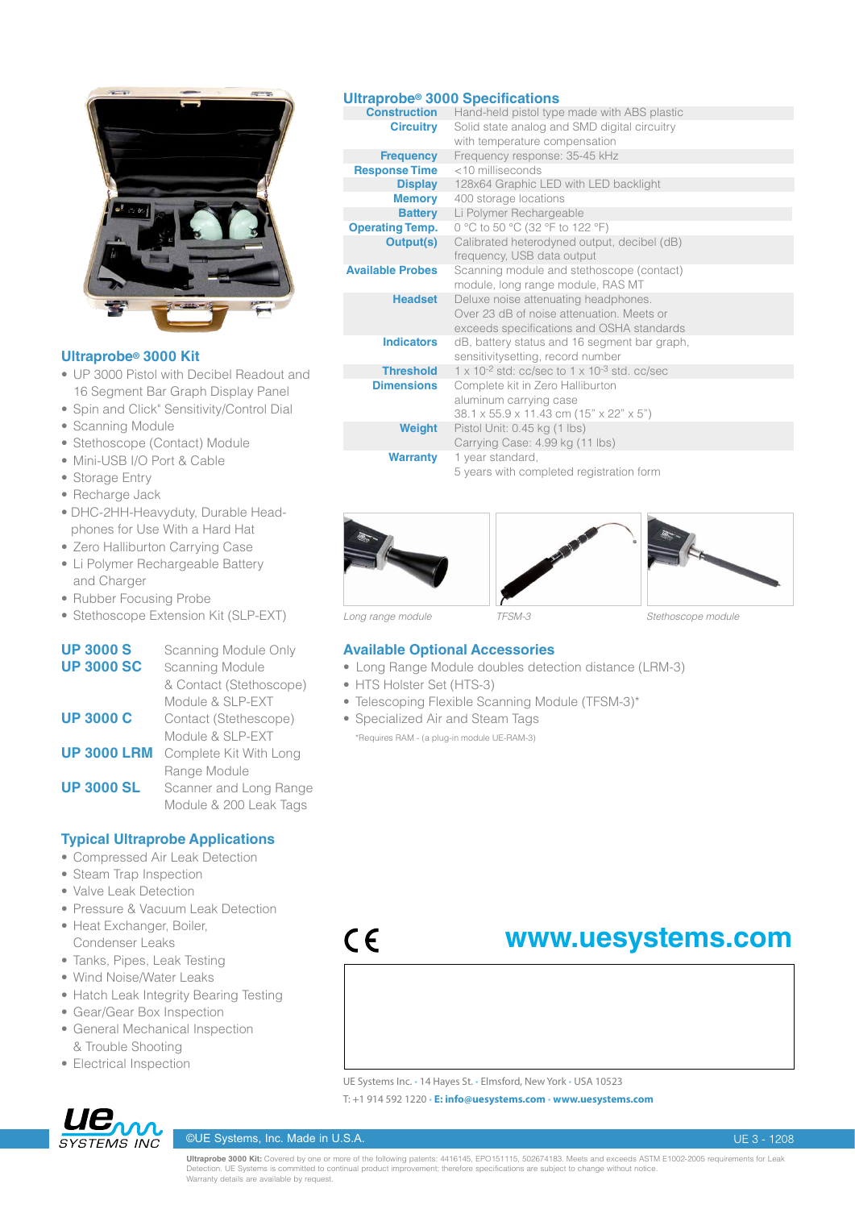## Ultraprobe® 3000 Kit

- UP 3000 Pistol with Decibel Readout and 16 Segment Bar Graph Display Panel
- Spin and Click" Sensitivity/Control Dial
- Scanning Module
- Stethoscope (Contact) Module
- Mini-USB I/O Port & Cable
- Storage Entry
- Recharge Jack
- DHC-2HH-Heavyduty, Durable Headphones for Use With a Hard Hat
- Zero Halliburton Carrying Case
- Li Polymer Rechargeable Battery and Charger
- Rubber Focusing Probe
- Stethoscope Extension Kit (SLP-EXT)

| | |
|---|---|
| **UP 3000 S** | Scanning Module Only |
| **UP 3000 SC** | Scanning Module & Contact (Stethoscope) Module & SLP-EXT |
| **UP 3000 C** | Contact (Stethescope) Module & SLP-EXT |
| **UP 3000 LRM** | Complete Kit With Long Range Module |
| **UP 3000 SL** | Scanner and Long Range Module & 200 Leak Tags |

## Typical Ultraprobe Applications

- Compressed Air Leak Detection
- Steam Trap Inspection
- Valve Leak Detection
- Pressure & Vacuum Leak Detection
- Heat Exchanger, Boiler, Condenser Leaks
- Tanks, Pipes, Leak Testing
- Wind Noise/Water Leaks
- Hatch Leak Integrity Bearing Testing
- Gear/Gear Box Inspection
- General Mechanical Inspection & Trouble Shooting
- Electrical Inspection

## Ultraprobe® 3000 Specifications

| | |
|---|---|
| **Construction** | Hand-held pistol type made with ABS plastic |
| **Circuitry** | Solid state analog and SMD digital circuitry with temperature compensation |
| **Frequency** | Frequency response: 35-45 kHz |
| **Response Time** | <10 milliseconds |
| **Display** | 128x64 Graphic LED with LED backlight |
| **Memory** | 400 storage locations |
| **Battery** | Li Polymer Rechargeable |
| **Operating Temp.** | 0 °C to 50 °C (32 °F to 122 °F) |
| **Output(s)** | Calibrated heterodyned output, decibel (dB) frequency, USB data output |
| **Available Probes** | Scanning module and stethoscope (contact) module, long range module, RAS MT |
| **Headset** | Deluxe noise attenuating headphones. Over 23 dB of noise attenuation. Meets or exceeds specifications and OSHA standards |
| **Indicators** | dB, battery status and 16 segment bar graph, sensitivitysetting, record number |
| **Threshold** | 1 x $10^{-2}$ std: cc/sec to 1 x $10^{-3}$ std. cc/sec |
| **Dimensions** | Complete kit in Zero Halliburton aluminum carrying case 38.1 x 55.9 x 11.43 cm (15" x 22" x 5") |
| **Weight** | Pistol Unit: 0.45 kg (1 lbs) Carrying Case: 4.99 kg (11 lbs) |
| **Warranty** | 1 year standard, 5 years with completed registration form |

*Long range module*

*TFSM-3*

*Stethoscope module*

## Available Optional Accessories

- Long Range Module doubles detection distance (LRM-3)
- HTS Holster Set (HTS-3)
- Telescoping Flexible Scanning Module (TFSM-3)*
- Specialized Air and Steam Tags

*Requires RAM - (a plug-in module UE-RAM-3)

**www.uesystems.com**

UE Systems Inc. • 14 Hayes St. • Elmsford, New York • USA 10523

T: +1 914 592 1220 • E: info@uesystems.com • www.uesystems.com

©UE Systems, Inc. Made in U.S.A.

UE 3 - 1208

**Ultraprobe 3000 Kit:** Covered by one or more of the following patents: 4416145, EPO151115, 502674183. Meets and exceeds ASTM E1002-2005 requirements for Leak Detection. UE Systems is committed to continual product improvement; therefore specifications are subject to change without notice. Warranty details are available by request.